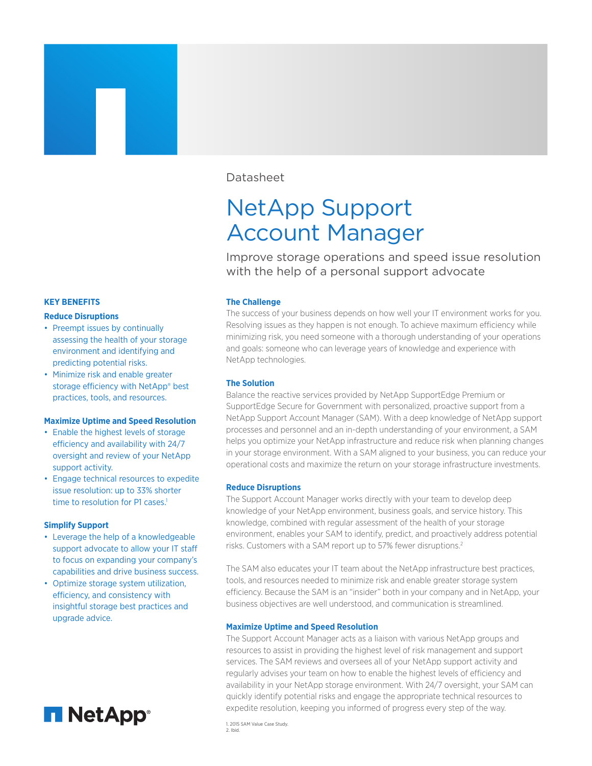Datasheet

# NetApp Support Account Manager

Improve storage operations and speed issue resolution with the help of a personal support advocate

## KEY BENEFITS

### Reduce Disruptions

- Preempt issues by continually assessing the health of your storage environment and identifying and predicting potential risks.
- Minimize risk and enable greater storage efficiency with NetApp® best practices, tools, and resources.

### Maximize Uptime and Speed Resolution

- Enable the highest levels of storage efficiency and availability with 24/7 oversight and review of your NetApp support activity.
- Engage technical resources to expedite issue resolution: up to 33% shorter time to resolution for P1 cases.[1]

### Simplify Support

- Leverage the help of a knowledgeable support advocate to allow your IT staff to focus on expanding your company's capabilities and drive business success.
- Optimize storage system utilization, efficiency, and consistency with insightful storage best practices and upgrade advice.

## The Challenge

The success of your business depends on how well your IT environment works for you. Resolving issues as they happen is not enough. To achieve maximum efficiency while minimizing risk, you need someone with a thorough understanding of your operations and goals: someone who can leverage years of knowledge and experience with NetApp technologies.

## The Solution

Balance the reactive services provided by NetApp SupportEdge Premium or SupportEdge Secure for Government with personalized, proactive support from a NetApp Support Account Manager (SAM). With a deep knowledge of NetApp support processes and personnel and an in-depth understanding of your environment, a SAM helps you optimize your NetApp infrastructure and reduce risk when planning changes in your storage environment. With a SAM aligned to your business, you can reduce your operational costs and maximize the return on your storage infrastructure investments.

## Reduce Disruptions

The Support Account Manager works directly with your team to develop deep knowledge of your NetApp environment, business goals, and service history. This knowledge, combined with regular assessment of the health of your storage environment, enables your SAM to identify, predict, and proactively address potential risks. Customers with a SAM report up to 57% fewer disruptions.[2]

The SAM also educates your IT team about the NetApp infrastructure best practices, tools, and resources needed to minimize risk and enable greater storage system efficiency. Because the SAM is an "insider" both in your company and in NetApp, your business objectives are well understood, and communication is streamlined.

## Maximize Uptime and Speed Resolution

The Support Account Manager acts as a liaison with various NetApp groups and resources to assist in providing the highest level of risk management and support services. The SAM reviews and oversees all of your NetApp support activity and regularly advises your team on how to enable the highest levels of efficiency and availability in your NetApp storage environment. With 24/7 oversight, your SAM can quickly identify potential risks and engage the appropriate technical resources to expedite resolution, keeping you informed of progress every step of the way.

1. 2015 SAM Value Case Study.
2. Ibid.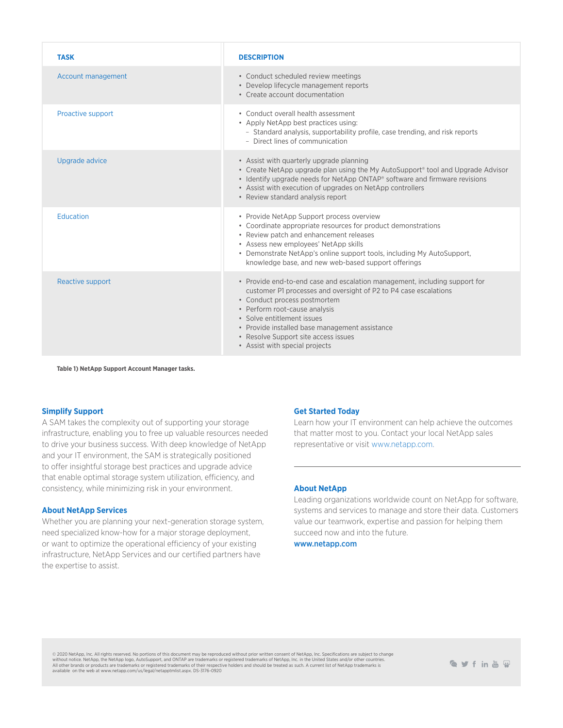| TASK | DESCRIPTION |
|---|---|
| Account management | • Conduct scheduled review meetings<br>• Develop lifecycle management reports<br>• Create account documentation |
| Proactive support | • Conduct overall health assessment<br>• Apply NetApp best practices using:<br>– Standard analysis, supportability profile, case trending, and risk reports<br>– Direct lines of communication |
| Upgrade advice | • Assist with quarterly upgrade planning<br>• Create NetApp upgrade plan using the My AutoSupport® tool and Upgrade Advisor<br>• Identify upgrade needs for NetApp ONTAP® software and firmware revisions<br>• Assist with execution of upgrades on NetApp controllers<br>• Review standard analysis report |
| Education | • Provide NetApp Support process overview<br>• Coordinate appropriate resources for product demonstrations<br>• Review patch and enhancement releases<br>• Assess new employees' NetApp skills<br>• Demonstrate NetApp's online support tools, including My AutoSupport, knowledge base, and new web-based support offerings |
| Reactive support | • Provide end-to-end case and escalation management, including support for customer P1 processes and oversight of P2 to P4 case escalations<br>• Conduct process postmortem<br>• Perform root-cause analysis<br>• Solve entitlement issues<br>• Provide installed base management assistance<br>• Resolve Support site access issues<br>• Assist with special projects |

**Table 1) NetApp Support Account Manager tasks.**

## Simplify Support

A SAM takes the complexity out of supporting your storage infrastructure, enabling you to free up valuable resources needed to drive your business success. With deep knowledge of NetApp and your IT environment, the SAM is strategically positioned to offer insightful storage best practices and upgrade advice that enable optimal storage system utilization, efficiency, and consistency, while minimizing risk in your environment.

## About NetApp Services

Whether you are planning your next-generation storage system, need specialized know-how for a major storage deployment, or want to optimize the operational efficiency of your existing infrastructure, NetApp Services and our certified partners have the expertise to assist.

## Get Started Today

Learn how your IT environment can help achieve the outcomes that matter most to you. Contact your local NetApp sales representative or visit www.netapp.com.

## About NetApp

Leading organizations worldwide count on NetApp for software, systems and services to manage and store their data. Customers value our teamwork, expertise and passion for helping them succeed now and into the future.

**www.netapp.com**

© 2020 NetApp, Inc. All rights reserved. No portions of this document may be reproduced without prior written consent of NetApp, Inc. Specifications are subject to change without notice. NetApp, the NetApp logo, AutoSupport, and ONTAP are trademarks or registered trademarks of NetApp, Inc. in the United States and/or other countries. All other brands or products are trademarks or registered trademarks of their respective holders and should be treated as such. A current list of NetApp trademarks is available on the web at www.netapp.com/us/legal/netapptmlist.aspx. DS-3176-0920